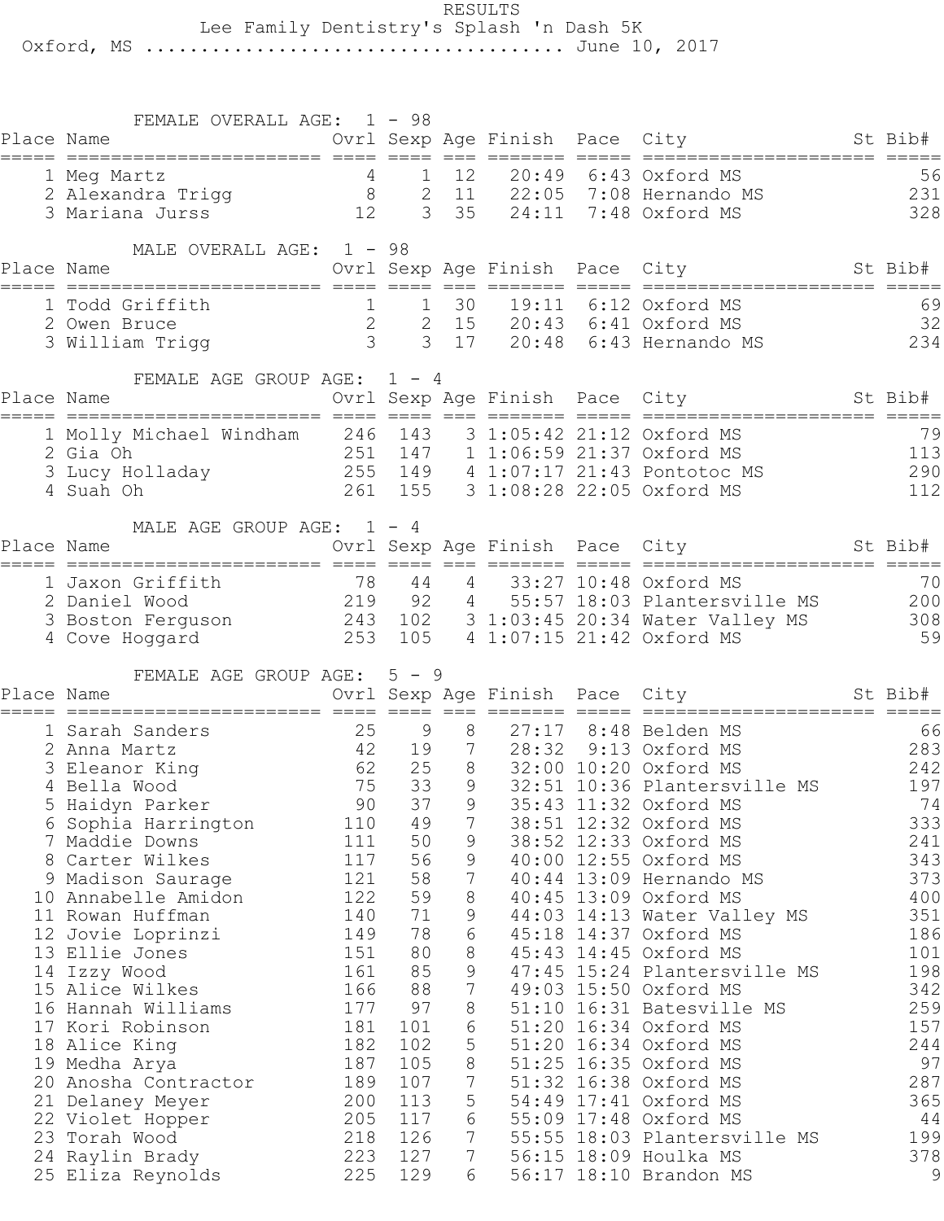# RESULTS

## Lee Family Dentistry's Splash 'n Dash 5K

Oxford, MS .................................... June 10, 2017

### FEMALE OVERALL AGE: 1 - 98

| Place | Name | Ovrl | Sexp | Age | Finish | Pace | City | St | Bib# |
|---|---|---|---|---|---|---|---|---|---|
| 1 | Meg Martz | 4 | 1 | 12 | 20:49 | 6:43 | Oxford MS | | 56 |
| 2 | Alexandra Trigg | 8 | 2 | 11 | 22:05 | 7:08 | Hernando MS | | 231 |
| 3 | Mariana Jurss | 12 | 3 | 35 | 24:11 | 7:48 | Oxford MS | | 328 |

### MALE OVERALL AGE: 1 - 98

| Place | Name | Ovrl | Sexp | Age | Finish | Pace | City | St | Bib# |
|---|---|---|---|---|---|---|---|---|---|
| 1 | Todd Griffith | 1 | 1 | 30 | 19:11 | 6:12 | Oxford MS | | 69 |
| 2 | Owen Bruce | 2 | 2 | 15 | 20:43 | 6:41 | Oxford MS | | 32 |
| 3 | William Trigg | 3 | 3 | 17 | 20:48 | 6:43 | Hernando MS | | 234 |

### FEMALE AGE GROUP AGE: 1 - 4

| Place | Name | Ovrl | Sexp | Age | Finish | Pace | City | St | Bib# |
|---|---|---|---|---|---|---|---|---|---|
| 1 | Molly Michael Windham | 246 | 143 | 3 | 1:05:42 | 21:12 | Oxford MS | | 79 |
| 2 | Gia Oh | 251 | 147 | 1 | 1:06:59 | 21:37 | Oxford MS | | 113 |
| 3 | Lucy Holladay | 255 | 149 | 4 | 1:07:17 | 21:43 | Pontotoc MS | | 290 |
| 4 | Suah Oh | 261 | 155 | 3 | 1:08:28 | 22:05 | Oxford MS | | 112 |

### MALE AGE GROUP AGE: 1 - 4

| Place | Name | Ovrl | Sexp | Age | Finish | Pace | City | St | Bib# |
|---|---|---|---|---|---|---|---|---|---|
| 1 | Jaxon Griffith | 78 | 44 | 4 | 33:27 | 10:48 | Oxford MS | | 70 |
| 2 | Daniel Wood | 219 | 92 | 4 | 55:57 | 18:03 | Plantersville MS | | 200 |
| 3 | Boston Ferguson | 243 | 102 | 3 | 1:03:45 | 20:34 | Water Valley MS | | 308 |
| 4 | Cove Hoggard | 253 | 105 | 4 | 1:07:15 | 21:42 | Oxford MS | | 59 |

### FEMALE AGE GROUP AGE: 5 - 9

| Place | Name | Ovrl | Sexp | Age | Finish | Pace | City | St | Bib# |
|---|---|---|---|---|---|---|---|---|---|
| 1 | Sarah Sanders | 25 | 9 | 8 | 27:17 | 8:48 | Belden MS | | 66 |
| 2 | Anna Martz | 42 | 19 | 7 | 28:32 | 9:13 | Oxford MS | | 283 |
| 3 | Eleanor King | 62 | 25 | 8 | 32:00 | 10:20 | Oxford MS | | 242 |
| 4 | Bella Wood | 75 | 33 | 9 | 32:51 | 10:36 | Plantersville MS | | 197 |
| 5 | Haidyn Parker | 90 | 37 | 9 | 35:43 | 11:32 | Oxford MS | | 74 |
| 6 | Sophia Harrington | 110 | 49 | 7 | 38:51 | 12:32 | Oxford MS | | 333 |
| 7 | Maddie Downs | 111 | 50 | 9 | 38:52 | 12:33 | Oxford MS | | 241 |
| 8 | Carter Wilkes | 117 | 56 | 9 | 40:00 | 12:55 | Oxford MS | | 343 |
| 9 | Madison Saurage | 121 | 58 | 7 | 40:44 | 13:09 | Hernando MS | | 373 |
| 10 | Annabelle Amidon | 122 | 59 | 8 | 40:45 | 13:09 | Oxford MS | | 400 |
| 11 | Rowan Huffman | 140 | 71 | 9 | 44:03 | 14:13 | Water Valley MS | | 351 |
| 12 | Jovie Loprinzi | 149 | 78 | 6 | 45:18 | 14:37 | Oxford MS | | 186 |
| 13 | Ellie Jones | 151 | 80 | 8 | 45:43 | 14:45 | Oxford MS | | 101 |
| 14 | Izzy Wood | 161 | 85 | 9 | 47:45 | 15:24 | Plantersville MS | | 198 |
| 15 | Alice Wilkes | 166 | 88 | 7 | 49:03 | 15:50 | Oxford MS | | 342 |
| 16 | Hannah Williams | 177 | 97 | 8 | 51:10 | 16:31 | Batesville MS | | 259 |
| 17 | Kori Robinson | 181 | 101 | 6 | 51:20 | 16:34 | Oxford MS | | 157 |
| 18 | Alice King | 182 | 102 | 5 | 51:20 | 16:34 | Oxford MS | | 244 |
| 19 | Medha Arya | 187 | 105 | 8 | 51:25 | 16:35 | Oxford MS | | 97 |
| 20 | Anosha Contractor | 189 | 107 | 7 | 51:32 | 16:38 | Oxford MS | | 287 |
| 21 | Delaney Meyer | 200 | 113 | 5 | 54:49 | 17:41 | Oxford MS | | 365 |
| 22 | Violet Hopper | 205 | 117 | 6 | 55:09 | 17:48 | Oxford MS | | 44 |
| 23 | Torah Wood | 218 | 126 | 7 | 55:55 | 18:03 | Plantersville MS | | 199 |
| 24 | Raylin Brady | 223 | 127 | 7 | 56:15 | 18:09 | Houlka MS | | 378 |
| 25 | Eliza Reynolds | 225 | 129 | 6 | 56:17 | 18:10 | Brandon MS | | 9 |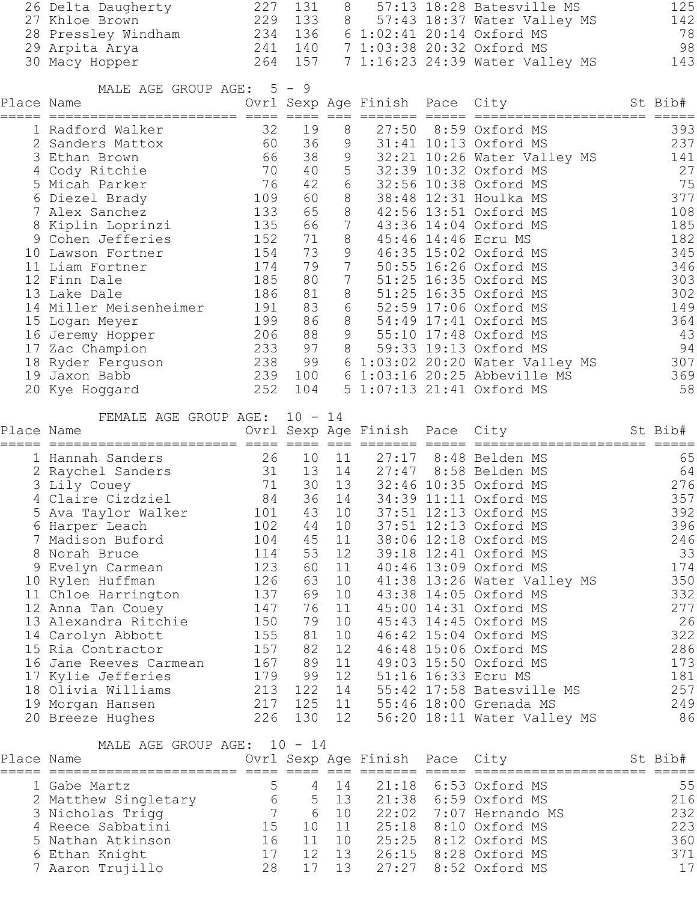| Place | Name | Ovrl | Sexp | Age | Finish | Pace | City | St | Bib# |
|---|---|---|---|---|---|---|---|---|---|
| 26 | Delta Daugherty | 227 | 131 | 8 | 57:13 | 18:28 | Batesville MS | | 125 |
| 27 | Khloe Brown | 229 | 133 | 8 | 57:43 | 18:37 | Water Valley MS | | 142 |
| 28 | Pressley Windham | 234 | 136 | 6 | 1:02:41 | 20:14 | Oxford MS | | 78 |
| 29 | Arpita Arya | 241 | 140 | 7 | 1:03:38 | 20:32 | Oxford MS | | 98 |
| 30 | Macy Hopper | 264 | 157 | 7 | 1:16:23 | 24:39 | Water Valley MS | | 143 |

MALE AGE GROUP AGE: 5 - 9

| Place | Name | Ovrl | Sexp | Age | Finish | Pace | City | St | Bib# |
|---|---|---|---|---|---|---|---|---|---|
| 1 | Radford Walker | 32 | 19 | 8 | 27:50 | 8:59 | Oxford MS | | 393 |
| 2 | Sanders Mattox | 60 | 36 | 9 | 31:41 | 10:13 | Oxford MS | | 237 |
| 3 | Ethan Brown | 66 | 38 | 9 | 32:21 | 10:26 | Water Valley MS | | 141 |
| 4 | Cody Ritchie | 70 | 40 | 5 | 32:39 | 10:32 | Oxford MS | | 27 |
| 5 | Micah Parker | 76 | 42 | 6 | 32:56 | 10:38 | Oxford MS | | 75 |
| 6 | Diezel Brady | 109 | 60 | 8 | 38:48 | 12:31 | Houlka MS | | 377 |
| 7 | Alex Sanchez | 133 | 65 | 8 | 42:56 | 13:51 | Oxford MS | | 108 |
| 8 | Kiplin Loprinzi | 135 | 66 | 7 | 43:36 | 14:04 | Oxford MS | | 185 |
| 9 | Cohen Jefferies | 152 | 71 | 8 | 45:46 | 14:46 | Ecru MS | | 182 |
| 10 | Lawson Fortner | 154 | 73 | 9 | 46:35 | 15:02 | Oxford MS | | 345 |
| 11 | Liam Fortner | 174 | 79 | 7 | 50:55 | 16:26 | Oxford MS | | 346 |
| 12 | Finn Dale | 185 | 80 | 7 | 51:25 | 16:35 | Oxford MS | | 303 |
| 13 | Lake Dale | 186 | 81 | 8 | 51:25 | 16:35 | Oxford MS | | 302 |
| 14 | Miller Meisenheimer | 191 | 83 | 6 | 52:59 | 17:06 | Oxford MS | | 149 |
| 15 | Logan Meyer | 199 | 86 | 8 | 54:49 | 17:41 | Oxford MS | | 364 |
| 16 | Jeremy Hopper | 206 | 88 | 9 | 55:10 | 17:48 | Oxford MS | | 43 |
| 17 | Zac Champion | 233 | 97 | 8 | 59:33 | 19:13 | Oxford MS | | 94 |
| 18 | Ryder Ferguson | 238 | 99 | 6 | 1:03:02 | 20:20 | Water Valley MS | | 307 |
| 19 | Jaxon Babb | 239 | 100 | 6 | 1:03:16 | 20:25 | Abbeville MS | | 369 |
| 20 | Kye Hoggard | 252 | 104 | 5 | 1:07:13 | 21:41 | Oxford MS | | 58 |

FEMALE AGE GROUP AGE: 10 - 14

| Place | Name | Ovrl | Sexp | Age | Finish | Pace | City | St | Bib# |
|---|---|---|---|---|---|---|---|---|---|
| 1 | Hannah Sanders | 26 | 10 | 11 | 27:17 | 8:48 | Belden MS | | 65 |
| 2 | Raychel Sanders | 31 | 13 | 14 | 27:47 | 8:58 | Belden MS | | 64 |
| 3 | Lily Couey | 71 | 30 | 13 | 32:46 | 10:35 | Oxford MS | | 276 |
| 4 | Claire Cizdziel | 84 | 36 | 14 | 34:39 | 11:11 | Oxford MS | | 357 |
| 5 | Ava Taylor Walker | 101 | 43 | 10 | 37:51 | 12:13 | Oxford MS | | 392 |
| 6 | Harper Leach | 102 | 44 | 10 | 37:51 | 12:13 | Oxford MS | | 396 |
| 7 | Madison Buford | 104 | 45 | 11 | 38:06 | 12:18 | Oxford MS | | 246 |
| 8 | Norah Bruce | 114 | 53 | 12 | 39:18 | 12:41 | Oxford MS | | 33 |
| 9 | Evelyn Carmean | 123 | 60 | 11 | 40:46 | 13:09 | Oxford MS | | 174 |
| 10 | Rylen Huffman | 126 | 63 | 10 | 41:38 | 13:26 | Water Valley MS | | 350 |
| 11 | Chloe Harrington | 137 | 69 | 10 | 43:38 | 14:05 | Oxford MS | | 332 |
| 12 | Anna Tan Couey | 147 | 76 | 11 | 45:00 | 14:31 | Oxford MS | | 277 |
| 13 | Alexandra Ritchie | 150 | 79 | 10 | 45:43 | 14:45 | Oxford MS | | 26 |
| 14 | Carolyn Abbott | 155 | 81 | 10 | 46:42 | 15:04 | Oxford MS | | 322 |
| 15 | Ria Contractor | 157 | 82 | 12 | 46:48 | 15:06 | Oxford MS | | 286 |
| 16 | Jane Reeves Carmean | 167 | 89 | 11 | 49:03 | 15:50 | Oxford MS | | 173 |
| 17 | Kylie Jefferies | 179 | 99 | 12 | 51:16 | 16:33 | Ecru MS | | 181 |
| 18 | Olivia Williams | 213 | 122 | 14 | 55:42 | 17:58 | Batesville MS | | 257 |
| 19 | Morgan Hansen | 217 | 125 | 11 | 55:46 | 18:00 | Grenada MS | | 249 |
| 20 | Breeze Hughes | 226 | 130 | 12 | 56:20 | 18:11 | Water Valley MS | | 86 |

MALE AGE GROUP AGE: 10 - 14

| Place | Name | Ovrl | Sexp | Age | Finish | Pace | City | St | Bib# |
|---|---|---|---|---|---|---|---|---|---|
| 1 | Gabe Martz | 5 | 4 | 14 | 21:18 | 6:53 | Oxford MS | | 55 |
| 2 | Matthew Singletary | 6 | 5 | 13 | 21:38 | 6:59 | Oxford MS | | 216 |
| 3 | Nicholas Trigg | 7 | 6 | 10 | 22:02 | 7:07 | Hernando MS | | 232 |
| 4 | Reece Sabbatini | 15 | 10 | 11 | 25:18 | 8:10 | Oxford MS | | 223 |
| 5 | Nathan Atkinson | 16 | 11 | 10 | 25:25 | 8:12 | Oxford MS | | 360 |
| 6 | Ethan Knight | 17 | 12 | 13 | 26:15 | 8:28 | Oxford MS | | 371 |
| 7 | Aaron Trujillo | 28 | 17 | 13 | 27:27 | 8:52 | Oxford MS | | 17 |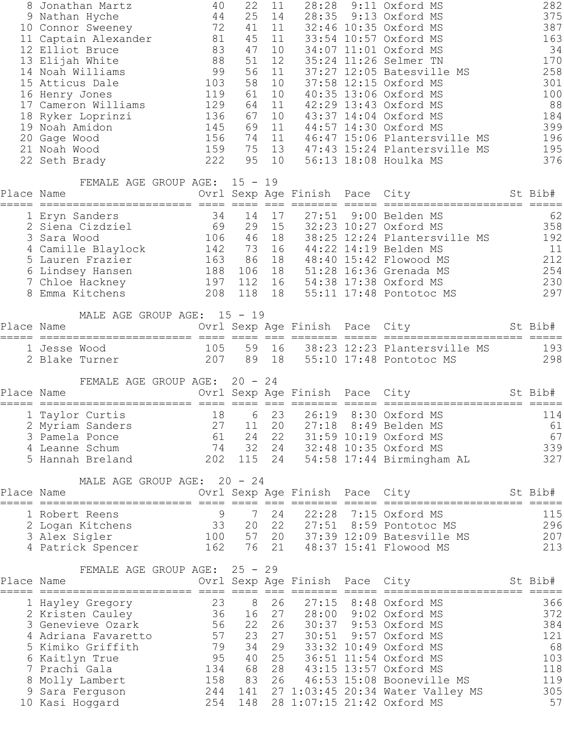| Place | Name | Ovrl | Sexp | Age | Finish | Pace | City | St | Bib# |
|---|---|---|---|---|---|---|---|---|---|
| 8 | Jonathan Martz | 40 | 22 | 11 | 28:28 | 9:11 | Oxford MS | | 282 |
| 9 | Nathan Hyche | 44 | 25 | 14 | 28:35 | 9:13 | Oxford MS | | 375 |
| 10 | Connor Sweeney | 72 | 41 | 11 | 32:46 | 10:35 | Oxford MS | | 387 |
| 11 | Captain Alexander | 81 | 45 | 11 | 33:54 | 10:57 | Oxford MS | | 163 |
| 12 | Elliot Bruce | 83 | 47 | 10 | 34:07 | 11:01 | Oxford MS | | 34 |
| 13 | Elijah White | 88 | 51 | 12 | 35:24 | 11:26 | Selmer TN | | 170 |
| 14 | Noah Williams | 99 | 56 | 11 | 37:27 | 12:05 | Batesville MS | | 258 |
| 15 | Atticus Dale | 103 | 58 | 10 | 37:58 | 12:15 | Oxford MS | | 301 |
| 16 | Henry Jones | 119 | 61 | 10 | 40:35 | 13:06 | Oxford MS | | 100 |
| 17 | Cameron Williams | 129 | 64 | 11 | 42:29 | 13:43 | Oxford MS | | 88 |
| 18 | Ryker Loprinzi | 136 | 67 | 10 | 43:37 | 14:04 | Oxford MS | | 184 |
| 19 | Noah Amidon | 145 | 69 | 11 | 44:57 | 14:30 | Oxford MS | | 399 |
| 20 | Gage Wood | 156 | 74 | 11 | 46:47 | 15:06 | Plantersville MS | | 196 |
| 21 | Noah Wood | 159 | 75 | 13 | 47:43 | 15:24 | Plantersville MS | | 195 |
| 22 | Seth Brady | 222 | 95 | 10 | 56:13 | 18:08 | Houlka MS | | 376 |

FEMALE AGE GROUP AGE: 15 - 19

| Place | Name | Ovrl | Sexp | Age | Finish | Pace | City | St | Bib# |
|---|---|---|---|---|---|---|---|---|---|
| 1 | Eryn Sanders | 34 | 14 | 17 | 27:51 | 9:00 | Belden MS | | 62 |
| 2 | Siena Cizdziel | 69 | 29 | 15 | 32:23 | 10:27 | Oxford MS | | 358 |
| 3 | Sara Wood | 106 | 46 | 18 | 38:25 | 12:24 | Plantersville MS | | 192 |
| 4 | Camille Blaylock | 142 | 73 | 16 | 44:22 | 14:19 | Belden MS | | 11 |
| 5 | Lauren Frazier | 163 | 86 | 18 | 48:40 | 15:42 | Flowood MS | | 212 |
| 6 | Lindsey Hansen | 188 | 106 | 18 | 51:28 | 16:36 | Grenada MS | | 254 |
| 7 | Chloe Hackney | 197 | 112 | 16 | 54:38 | 17:38 | Oxford MS | | 230 |
| 8 | Emma Kitchens | 208 | 118 | 18 | 55:11 | 17:48 | Pontotoc MS | | 297 |

MALE AGE GROUP AGE: 15 - 19

| Place | Name | Ovrl | Sexp | Age | Finish | Pace | City | St | Bib# |
|---|---|---|---|---|---|---|---|---|---|
| 1 | Jesse Wood | 105 | 59 | 16 | 38:23 | 12:23 | Plantersville MS | | 193 |
| 2 | Blake Turner | 207 | 89 | 18 | 55:10 | 17:48 | Pontotoc MS | | 298 |

FEMALE AGE GROUP AGE: 20 - 24

| Place | Name | Ovrl | Sexp | Age | Finish | Pace | City | St | Bib# |
|---|---|---|---|---|---|---|---|---|---|
| 1 | Taylor Curtis | 18 | 6 | 23 | 26:19 | 8:30 | Oxford MS | | 114 |
| 2 | Myriam Sanders | 27 | 11 | 20 | 27:18 | 8:49 | Belden MS | | 61 |
| 3 | Pamela Ponce | 61 | 24 | 22 | 31:59 | 10:19 | Oxford MS | | 67 |
| 4 | Leanne Schum | 74 | 32 | 24 | 32:48 | 10:35 | Oxford MS | | 339 |
| 5 | Hannah Breland | 202 | 115 | 24 | 54:58 | 17:44 | Birmingham AL | | 327 |

MALE AGE GROUP AGE: 20 - 24

| Place | Name | Ovrl | Sexp | Age | Finish | Pace | City | St | Bib# |
|---|---|---|---|---|---|---|---|---|---|
| 1 | Robert Reens | 9 | 7 | 24 | 22:28 | 7:15 | Oxford MS | | 115 |
| 2 | Logan Kitchens | 33 | 20 | 22 | 27:51 | 8:59 | Pontotoc MS | | 296 |
| 3 | Alex Sigler | 100 | 57 | 20 | 37:39 | 12:09 | Batesville MS | | 207 |
| 4 | Patrick Spencer | 162 | 76 | 21 | 48:37 | 15:41 | Flowood MS | | 213 |

FEMALE AGE GROUP AGE: 25 - 29

| Place | Name | Ovrl | Sexp | Age | Finish | Pace | City | St | Bib# |
|---|---|---|---|---|---|---|---|---|---|
| 1 | Hayley Gregory | 23 | 8 | 26 | 27:15 | 8:48 | Oxford MS | | 366 |
| 2 | Kristen Cauley | 36 | 16 | 27 | 28:00 | 9:02 | Oxford MS | | 372 |
| 3 | Genevieve Ozark | 56 | 22 | 26 | 30:37 | 9:53 | Oxford MS | | 384 |
| 4 | Adriana Favaretto | 57 | 23 | 27 | 30:51 | 9:57 | Oxford MS | | 121 |
| 5 | Kimiko Griffith | 79 | 34 | 29 | 33:32 | 10:49 | Oxford MS | | 68 |
| 6 | Kaitlyn True | 95 | 40 | 25 | 36:51 | 11:54 | Oxford MS | | 103 |
| 7 | Prachi Gala | 134 | 68 | 28 | 43:15 | 13:57 | Oxford MS | | 118 |
| 8 | Molly Lambert | 158 | 83 | 26 | 46:53 | 15:08 | Booneville MS | | 119 |
| 9 | Sara Ferguson | 244 | 141 | 27 | 1:03:45 | 20:34 | Water Valley MS | | 305 |
| 10 | Kasi Hoggard | 254 | 148 | 28 | 1:07:15 | 21:42 | Oxford MS | | 57 |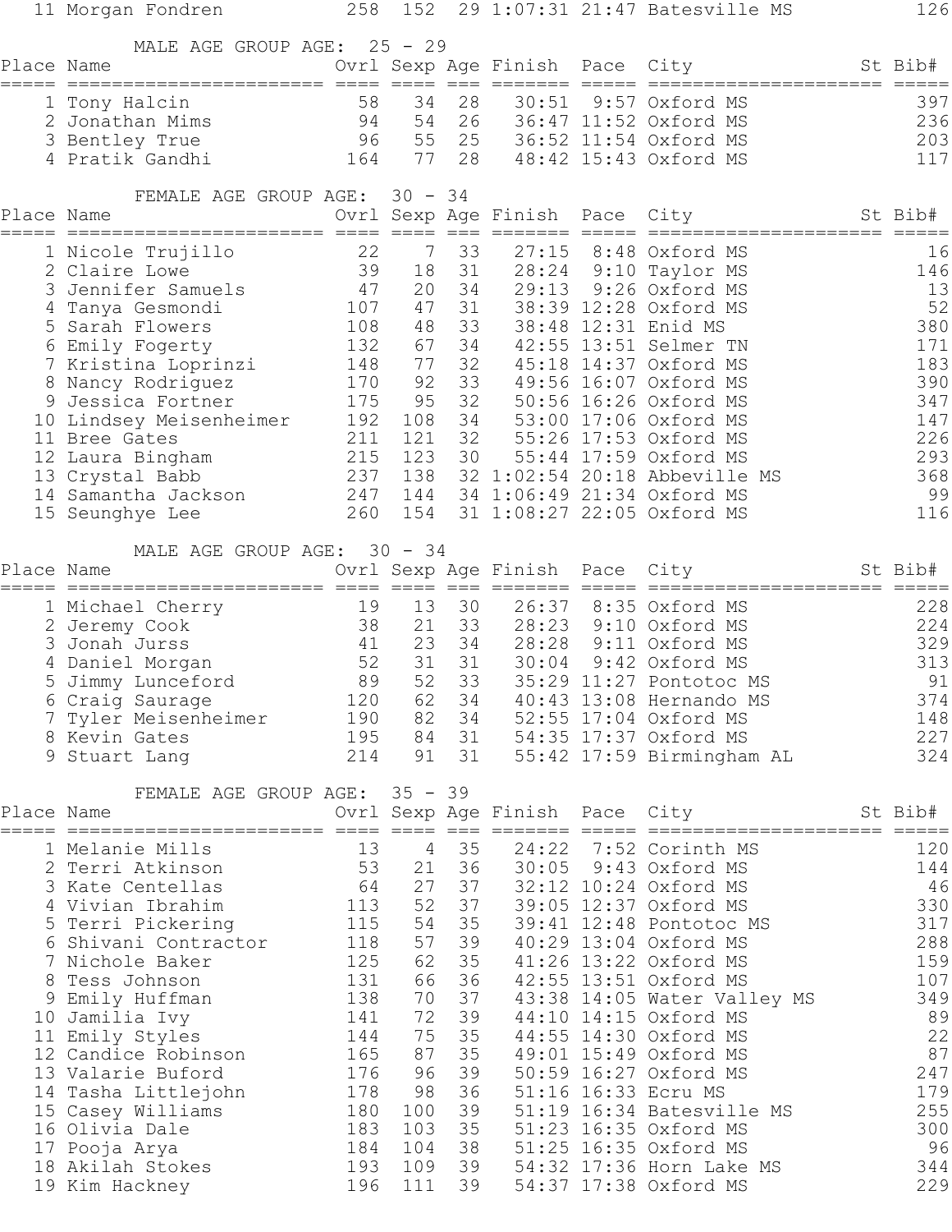| Place | Name | Ovrl | Sexp | Age | Finish | Pace | City | St | Bib# |
|---|---|---|---|---|---|---|---|---|---|
| 11 | Morgan Fondren | 258 | 152 | 29 | 1:07:31 | 21:47 | Batesville MS | | 126 |

### MALE AGE GROUP AGE: 25 - 29

| Place | Name | Ovrl | Sexp | Age | Finish | Pace | City | St | Bib# |
|---|---|---|---|---|---|---|---|---|---|
| 1 | Tony Halcin | 58 | 34 | 28 | 30:51 | 9:57 | Oxford MS | | 397 |
| 2 | Jonathan Mims | 94 | 54 | 26 | 36:47 | 11:52 | Oxford MS | | 236 |
| 3 | Bentley True | 96 | 55 | 25 | 36:52 | 11:54 | Oxford MS | | 203 |
| 4 | Pratik Gandhi | 164 | 77 | 28 | 48:42 | 15:43 | Oxford MS | | 117 |

### FEMALE AGE GROUP AGE: 30 - 34

| Place | Name | Ovrl | Sexp | Age | Finish | Pace | City | St | Bib# |
|---|---|---|---|---|---|---|---|---|---|
| 1 | Nicole Trujillo | 22 | 7 | 33 | 27:15 | 8:48 | Oxford MS | | 16 |
| 2 | Claire Lowe | 39 | 18 | 31 | 28:24 | 9:10 | Taylor MS | | 146 |
| 3 | Jennifer Samuels | 47 | 20 | 34 | 29:13 | 9:26 | Oxford MS | | 13 |
| 4 | Tanya Gesmondi | 107 | 47 | 31 | 38:39 | 12:28 | Oxford MS | | 52 |
| 5 | Sarah Flowers | 108 | 48 | 33 | 38:48 | 12:31 | Enid MS | | 380 |
| 6 | Emily Fogerty | 132 | 67 | 34 | 42:55 | 13:51 | Selmer TN | | 171 |
| 7 | Kristina Loprinzi | 148 | 77 | 32 | 45:18 | 14:37 | Oxford MS | | 183 |
| 8 | Nancy Rodriguez | 170 | 92 | 33 | 49:56 | 16:07 | Oxford MS | | 390 |
| 9 | Jessica Fortner | 175 | 95 | 32 | 50:56 | 16:26 | Oxford MS | | 347 |
| 10 | Lindsey Meisenheimer | 192 | 108 | 34 | 53:00 | 17:06 | Oxford MS | | 147 |
| 11 | Bree Gates | 211 | 121 | 32 | 55:26 | 17:53 | Oxford MS | | 226 |
| 12 | Laura Bingham | 215 | 123 | 30 | 55:44 | 17:59 | Oxford MS | | 293 |
| 13 | Crystal Babb | 237 | 138 | 32 | 1:02:54 | 20:18 | Abbeville MS | | 368 |
| 14 | Samantha Jackson | 247 | 144 | 34 | 1:06:49 | 21:34 | Oxford MS | | 99 |
| 15 | Seunghye Lee | 260 | 154 | 31 | 1:08:27 | 22:05 | Oxford MS | | 116 |

### MALE AGE GROUP AGE: 30 - 34

| Place | Name | Ovrl | Sexp | Age | Finish | Pace | City | St | Bib# |
|---|---|---|---|---|---|---|---|---|---|
| 1 | Michael Cherry | 19 | 13 | 30 | 26:37 | 8:35 | Oxford MS | | 228 |
| 2 | Jeremy Cook | 38 | 21 | 33 | 28:23 | 9:10 | Oxford MS | | 224 |
| 3 | Jonah Jurss | 41 | 23 | 34 | 28:28 | 9:11 | Oxford MS | | 329 |
| 4 | Daniel Morgan | 52 | 31 | 31 | 30:04 | 9:42 | Oxford MS | | 313 |
| 5 | Jimmy Lunceford | 89 | 52 | 33 | 35:29 | 11:27 | Pontotoc MS | | 91 |
| 6 | Craig Saurage | 120 | 62 | 34 | 40:43 | 13:08 | Hernando MS | | 374 |
| 7 | Tyler Meisenheimer | 190 | 82 | 34 | 52:55 | 17:04 | Oxford MS | | 148 |
| 8 | Kevin Gates | 195 | 84 | 31 | 54:35 | 17:37 | Oxford MS | | 227 |
| 9 | Stuart Lang | 214 | 91 | 31 | 55:42 | 17:59 | Birmingham AL | | 324 |

### FEMALE AGE GROUP AGE: 35 - 39

| Place | Name | Ovrl | Sexp | Age | Finish | Pace | City | St | Bib# |
|---|---|---|---|---|---|---|---|---|---|
| 1 | Melanie Mills | 13 | 4 | 35 | 24:22 | 7:52 | Corinth MS | | 120 |
| 2 | Terri Atkinson | 53 | 21 | 36 | 30:05 | 9:43 | Oxford MS | | 144 |
| 3 | Kate Centellas | 64 | 27 | 37 | 32:12 | 10:24 | Oxford MS | | 46 |
| 4 | Vivian Ibrahim | 113 | 52 | 37 | 39:05 | 12:37 | Oxford MS | | 330 |
| 5 | Terri Pickering | 115 | 54 | 35 | 39:41 | 12:48 | Pontotoc MS | | 317 |
| 6 | Shivani Contractor | 118 | 57 | 39 | 40:29 | 13:04 | Oxford MS | | 288 |
| 7 | Nichole Baker | 125 | 62 | 35 | 41:26 | 13:22 | Oxford MS | | 159 |
| 8 | Tess Johnson | 131 | 66 | 36 | 42:55 | 13:51 | Oxford MS | | 107 |
| 9 | Emily Huffman | 138 | 70 | 37 | 43:38 | 14:05 | Water Valley MS | | 349 |
| 10 | Jamilia Ivy | 141 | 72 | 39 | 44:10 | 14:15 | Oxford MS | | 89 |
| 11 | Emily Styles | 144 | 75 | 35 | 44:55 | 14:30 | Oxford MS | | 22 |
| 12 | Candice Robinson | 165 | 87 | 35 | 49:01 | 15:49 | Oxford MS | | 87 |
| 13 | Valarie Buford | 176 | 96 | 39 | 50:59 | 16:27 | Oxford MS | | 247 |
| 14 | Tasha Littlejohn | 178 | 98 | 36 | 51:16 | 16:33 | Ecru MS | | 179 |
| 15 | Casey Williams | 180 | 100 | 39 | 51:19 | 16:34 | Batesville MS | | 255 |
| 16 | Olivia Dale | 183 | 103 | 35 | 51:23 | 16:35 | Oxford MS | | 300 |
| 17 | Pooja Arya | 184 | 104 | 38 | 51:25 | 16:35 | Oxford MS | | 96 |
| 18 | Akilah Stokes | 193 | 109 | 39 | 54:32 | 17:36 | Horn Lake MS | | 344 |
| 19 | Kim Hackney | 196 | 111 | 39 | 54:37 | 17:38 | Oxford MS | | 229 |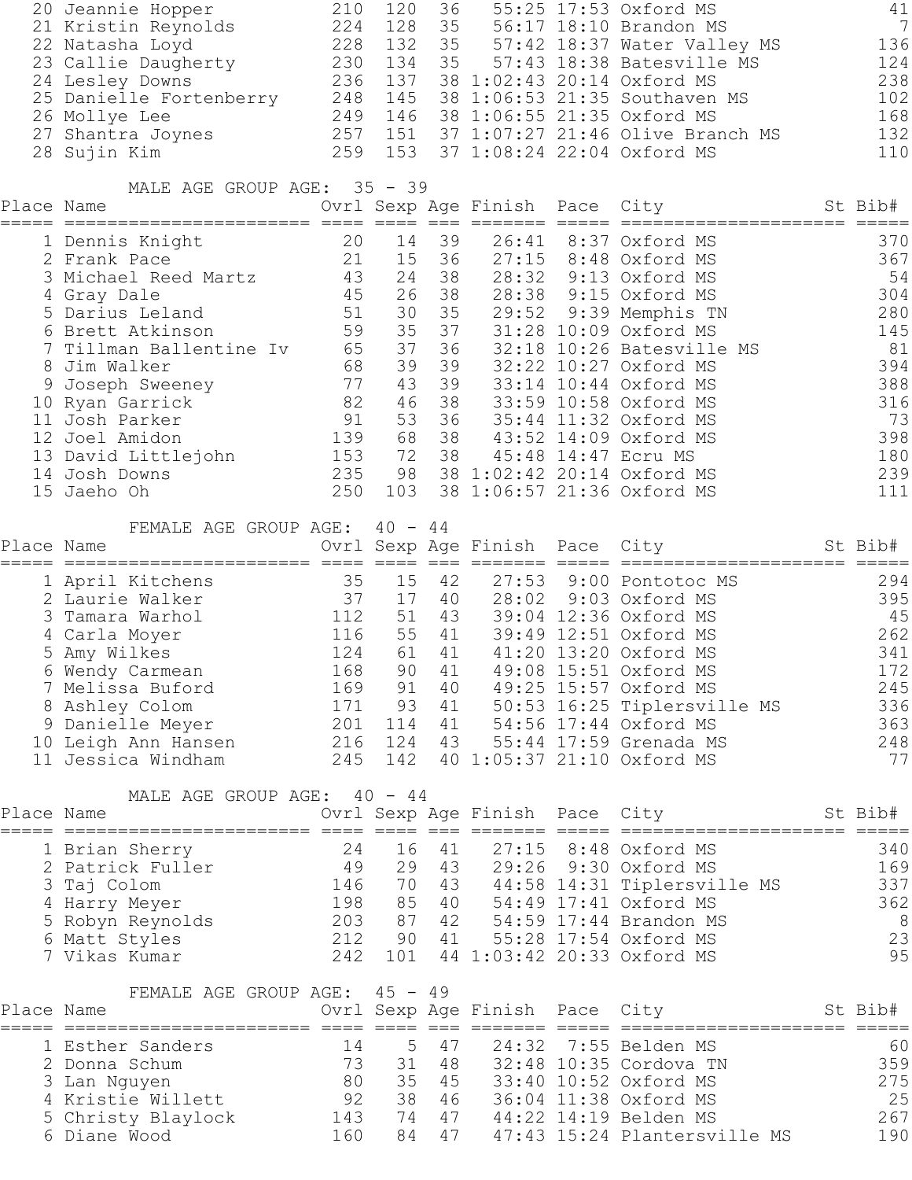| Place | Name | Ovrl | Sexp | Age | Finish | Pace | City | St | Bib# |
|---|---|---|---|---|---|---|---|---|---|
| 20 | Jeannie Hopper | 210 | 120 | 36 | 55:25 | 17:53 | Oxford MS | | 41 |
| 21 | Kristin Reynolds | 224 | 128 | 35 | 56:17 | 18:10 | Brandon MS | | 7 |
| 22 | Natasha Loyd | 228 | 132 | 35 | 57:42 | 18:37 | Water Valley MS | | 136 |
| 23 | Callie Daugherty | 230 | 134 | 35 | 57:43 | 18:38 | Batesville MS | | 124 |
| 24 | Lesley Downs | 236 | 137 | 38 | 1:02:43 | 20:14 | Oxford MS | | 238 |
| 25 | Danielle Fortenberry | 248 | 145 | 38 | 1:06:53 | 21:35 | Southaven MS | | 102 |
| 26 | Mollye Lee | 249 | 146 | 38 | 1:06:55 | 21:35 | Oxford MS | | 168 |
| 27 | Shantra Joynes | 257 | 151 | 37 | 1:07:27 | 21:46 | Olive Branch MS | | 132 |
| 28 | Sujin Kim | 259 | 153 | 37 | 1:08:24 | 22:04 | Oxford MS | | 110 |

MALE AGE GROUP AGE: 35 - 39

| Place | Name | Ovrl | Sexp | Age | Finish | Pace | City | St | Bib# |
|---|---|---|---|---|---|---|---|---|---|
| 1 | Dennis Knight | 20 | 14 | 39 | 26:41 | 8:37 | Oxford MS | | 370 |
| 2 | Frank Pace | 21 | 15 | 36 | 27:15 | 8:48 | Oxford MS | | 367 |
| 3 | Michael Reed Martz | 43 | 24 | 38 | 28:32 | 9:13 | Oxford MS | | 54 |
| 4 | Gray Dale | 45 | 26 | 38 | 28:38 | 9:15 | Oxford MS | | 304 |
| 5 | Darius Leland | 51 | 30 | 35 | 29:52 | 9:39 | Memphis TN | | 280 |
| 6 | Brett Atkinson | 59 | 35 | 37 | 31:28 | 10:09 | Oxford MS | | 145 |
| 7 | Tillman Ballentine Iv | 65 | 37 | 36 | 32:18 | 10:26 | Batesville MS | | 81 |
| 8 | Jim Walker | 68 | 39 | 39 | 32:22 | 10:27 | Oxford MS | | 394 |
| 9 | Joseph Sweeney | 77 | 43 | 39 | 33:14 | 10:44 | Oxford MS | | 388 |
| 10 | Ryan Garrick | 82 | 46 | 38 | 33:59 | 10:58 | Oxford MS | | 316 |
| 11 | Josh Parker | 91 | 53 | 36 | 35:44 | 11:32 | Oxford MS | | 73 |
| 12 | Joel Amidon | 139 | 68 | 38 | 43:52 | 14:09 | Oxford MS | | 398 |
| 13 | David Littlejohn | 153 | 72 | 38 | 45:48 | 14:47 | Ecru MS | | 180 |
| 14 | Josh Downs | 235 | 98 | 38 | 1:02:42 | 20:14 | Oxford MS | | 239 |
| 15 | Jaeho Oh | 250 | 103 | 38 | 1:06:57 | 21:36 | Oxford MS | | 111 |

FEMALE AGE GROUP AGE: 40 - 44

| Place | Name | Ovrl | Sexp | Age | Finish | Pace | City | St | Bib# |
|---|---|---|---|---|---|---|---|---|---|
| 1 | April Kitchens | 35 | 15 | 42 | 27:53 | 9:00 | Pontotoc MS | | 294 |
| 2 | Laurie Walker | 37 | 17 | 40 | 28:02 | 9:03 | Oxford MS | | 395 |
| 3 | Tamara Warhol | 112 | 51 | 43 | 39:04 | 12:36 | Oxford MS | | 45 |
| 4 | Carla Moyer | 116 | 55 | 41 | 39:49 | 12:51 | Oxford MS | | 262 |
| 5 | Amy Wilkes | 124 | 61 | 41 | 41:20 | 13:20 | Oxford MS | | 341 |
| 6 | Wendy Carmean | 168 | 90 | 41 | 49:08 | 15:51 | Oxford MS | | 172 |
| 7 | Melissa Buford | 169 | 91 | 40 | 49:25 | 15:57 | Oxford MS | | 245 |
| 8 | Ashley Colom | 171 | 93 | 41 | 50:53 | 16:25 | Tiplersville MS | | 336 |
| 9 | Danielle Meyer | 201 | 114 | 41 | 54:56 | 17:44 | Oxford MS | | 363 |
| 10 | Leigh Ann Hansen | 216 | 124 | 43 | 55:44 | 17:59 | Grenada MS | | 248 |
| 11 | Jessica Windham | 245 | 142 | 40 | 1:05:37 | 21:10 | Oxford MS | | 77 |

MALE AGE GROUP AGE: 40 - 44

| Place | Name | Ovrl | Sexp | Age | Finish | Pace | City | St | Bib# |
|---|---|---|---|---|---|---|---|---|---|
| 1 | Brian Sherry | 24 | 16 | 41 | 27:15 | 8:48 | Oxford MS | | 340 |
| 2 | Patrick Fuller | 49 | 29 | 43 | 29:26 | 9:30 | Oxford MS | | 169 |
| 3 | Taj Colom | 146 | 70 | 43 | 44:58 | 14:31 | Tiplersville MS | | 337 |
| 4 | Harry Meyer | 198 | 85 | 40 | 54:49 | 17:41 | Oxford MS | | 362 |
| 5 | Robyn Reynolds | 203 | 87 | 42 | 54:59 | 17:44 | Brandon MS | | 8 |
| 6 | Matt Styles | 212 | 90 | 41 | 55:28 | 17:54 | Oxford MS | | 23 |
| 7 | Vikas Kumar | 242 | 101 | 44 | 1:03:42 | 20:33 | Oxford MS | | 95 |

FEMALE AGE GROUP AGE: 45 - 49

| Place | Name | Ovrl | Sexp | Age | Finish | Pace | City | St | Bib# |
|---|---|---|---|---|---|---|---|---|---|
| 1 | Esther Sanders | 14 | 5 | 47 | 24:32 | 7:55 | Belden MS | | 60 |
| 2 | Donna Schum | 73 | 31 | 48 | 32:48 | 10:35 | Cordova TN | | 359 |
| 3 | Lan Nguyen | 80 | 35 | 45 | 33:40 | 10:52 | Oxford MS | | 275 |
| 4 | Kristie Willett | 92 | 38 | 46 | 36:04 | 11:38 | Oxford MS | | 25 |
| 5 | Christy Blaylock | 143 | 74 | 47 | 44:22 | 14:19 | Belden MS | | 267 |
| 6 | Diane Wood | 160 | 84 | 47 | 47:43 | 15:24 | Plantersville MS | | 190 |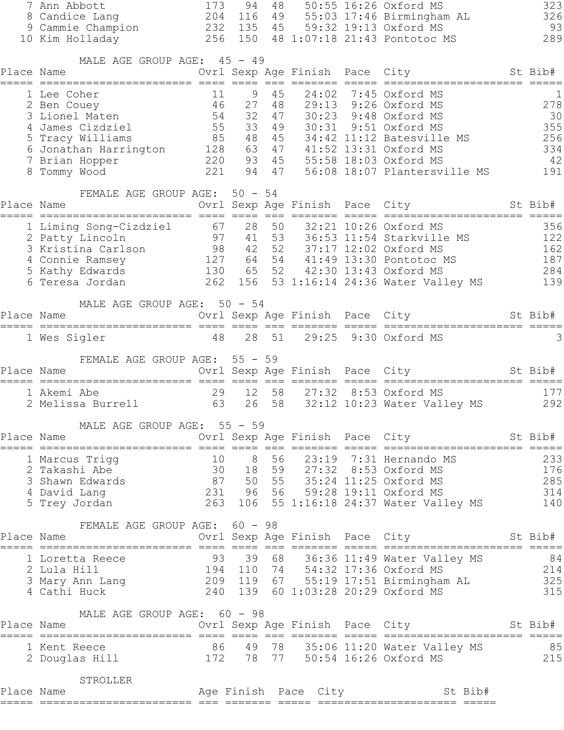| Place | Name | Ovrl | Sexp | Age | Finish | Pace | City | St | Bib# |
|---|---|---|---|---|---|---|---|---|---|
| 7 | Ann Abbott | 173 | 94 | 48 | 50:55 | 16:26 | Oxford MS | | 323 |
| 8 | Candice Lang | 204 | 116 | 49 | 55:03 | 17:46 | Birmingham AL | | 326 |
| 9 | Cammie Champion | 232 | 135 | 45 | 59:32 | 19:13 | Oxford MS | | 93 |
| 10 | Kim Holladay | 256 | 150 | 48 | 1:07:18 | 21:43 | Pontotoc MS | | 289 |

MALE AGE GROUP AGE: 45 - 49

| Place | Name | Ovrl | Sexp | Age | Finish | Pace | City | St | Bib# |
|---|---|---|---|---|---|---|---|---|---|
| 1 | Lee Coher | 11 | 9 | 45 | 24:02 | 7:45 | Oxford MS | | 1 |
| 2 | Ben Couey | 46 | 27 | 48 | 29:13 | 9:26 | Oxford MS | | 278 |
| 3 | Lionel Maten | 54 | 32 | 47 | 30:23 | 9:48 | Oxford MS | | 30 |
| 4 | James Cizdziel | 55 | 33 | 49 | 30:31 | 9:51 | Oxford MS | | 355 |
| 5 | Tracy Williams | 85 | 48 | 45 | 34:42 | 11:12 | Batesville MS | | 256 |
| 6 | Jonathan Harrington | 128 | 63 | 47 | 41:52 | 13:31 | Oxford MS | | 334 |
| 7 | Brian Hopper | 220 | 93 | 45 | 55:58 | 18:03 | Oxford MS | | 42 |
| 8 | Tommy Wood | 221 | 94 | 47 | 56:08 | 18:07 | Plantersville MS | | 191 |

FEMALE AGE GROUP AGE: 50 - 54

| Place | Name | Ovrl | Sexp | Age | Finish | Pace | City | St | Bib# |
|---|---|---|---|---|---|---|---|---|---|
| 1 | Liming Song-Cizdziel | 67 | 28 | 50 | 32:21 | 10:26 | Oxford MS | | 356 |
| 2 | Patty Lincoln | 97 | 41 | 53 | 36:53 | 11:54 | Starkville MS | | 122 |
| 3 | Kristina Carlson | 98 | 42 | 52 | 37:17 | 12:02 | Oxford MS | | 162 |
| 4 | Connie Ramsey | 127 | 64 | 54 | 41:49 | 13:30 | Pontotoc MS | | 187 |
| 5 | Kathy Edwards | 130 | 65 | 52 | 42:30 | 13:43 | Oxford MS | | 284 |
| 6 | Teresa Jordan | 262 | 156 | 53 | 1:16:14 | 24:36 | Water Valley MS | | 139 |

MALE AGE GROUP AGE: 50 - 54

| Place | Name | Ovrl | Sexp | Age | Finish | Pace | City | St | Bib# |
|---|---|---|---|---|---|---|---|---|---|
| 1 | Wes Sigler | 48 | 28 | 51 | 29:25 | 9:30 | Oxford MS | | 3 |

FEMALE AGE GROUP AGE: 55 - 59

| Place | Name | Ovrl | Sexp | Age | Finish | Pace | City | St | Bib# |
|---|---|---|---|---|---|---|---|---|---|
| 1 | Akemi Abe | 29 | 12 | 58 | 27:32 | 8:53 | Oxford MS | | 177 |
| 2 | Melissa Burrell | 63 | 26 | 58 | 32:12 | 10:23 | Water Valley MS | | 292 |

MALE AGE GROUP AGE: 55 - 59

| Place | Name | Ovrl | Sexp | Age | Finish | Pace | City | St | Bib# |
|---|---|---|---|---|---|---|---|---|---|
| 1 | Marcus Trigg | 10 | 8 | 56 | 23:19 | 7:31 | Hernando MS | | 233 |
| 2 | Takashi Abe | 30 | 18 | 59 | 27:32 | 8:53 | Oxford MS | | 176 |
| 3 | Shawn Edwards | 87 | 50 | 55 | 35:24 | 11:25 | Oxford MS | | 285 |
| 4 | David Lang | 231 | 96 | 56 | 59:28 | 19:11 | Oxford MS | | 314 |
| 5 | Trey Jordan | 263 | 106 | 55 | 1:16:18 | 24:37 | Water Valley MS | | 140 |

FEMALE AGE GROUP AGE: 60 - 98

| Place | Name | Ovrl | Sexp | Age | Finish | Pace | City | St | Bib# |
|---|---|---|---|---|---|---|---|---|---|
| 1 | Loretta Reece | 93 | 39 | 68 | 36:36 | 11:49 | Water Valley MS | | 84 |
| 2 | Lula Hill | 194 | 110 | 74 | 54:32 | 17:36 | Oxford MS | | 214 |
| 3 | Mary Ann Lang | 209 | 119 | 67 | 55:19 | 17:51 | Birmingham AL | | 325 |
| 4 | Cathi Huck | 240 | 139 | 60 | 1:03:28 | 20:29 | Oxford MS | | 315 |

MALE AGE GROUP AGE: 60 - 98

| Place | Name | Ovrl | Sexp | Age | Finish | Pace | City | St | Bib# |
|---|---|---|---|---|---|---|---|---|---|
| 1 | Kent Reece | 86 | 49 | 78 | 35:06 | 11:20 | Water Valley MS | | 85 |
| 2 | Douglas Hill | 172 | 78 | 77 | 50:54 | 16:26 | Oxford MS | | 215 |

STROLLER

| Place | Name | Age | Finish | Pace | City | St | Bib# |
|---|---|---|---|---|---|---|---|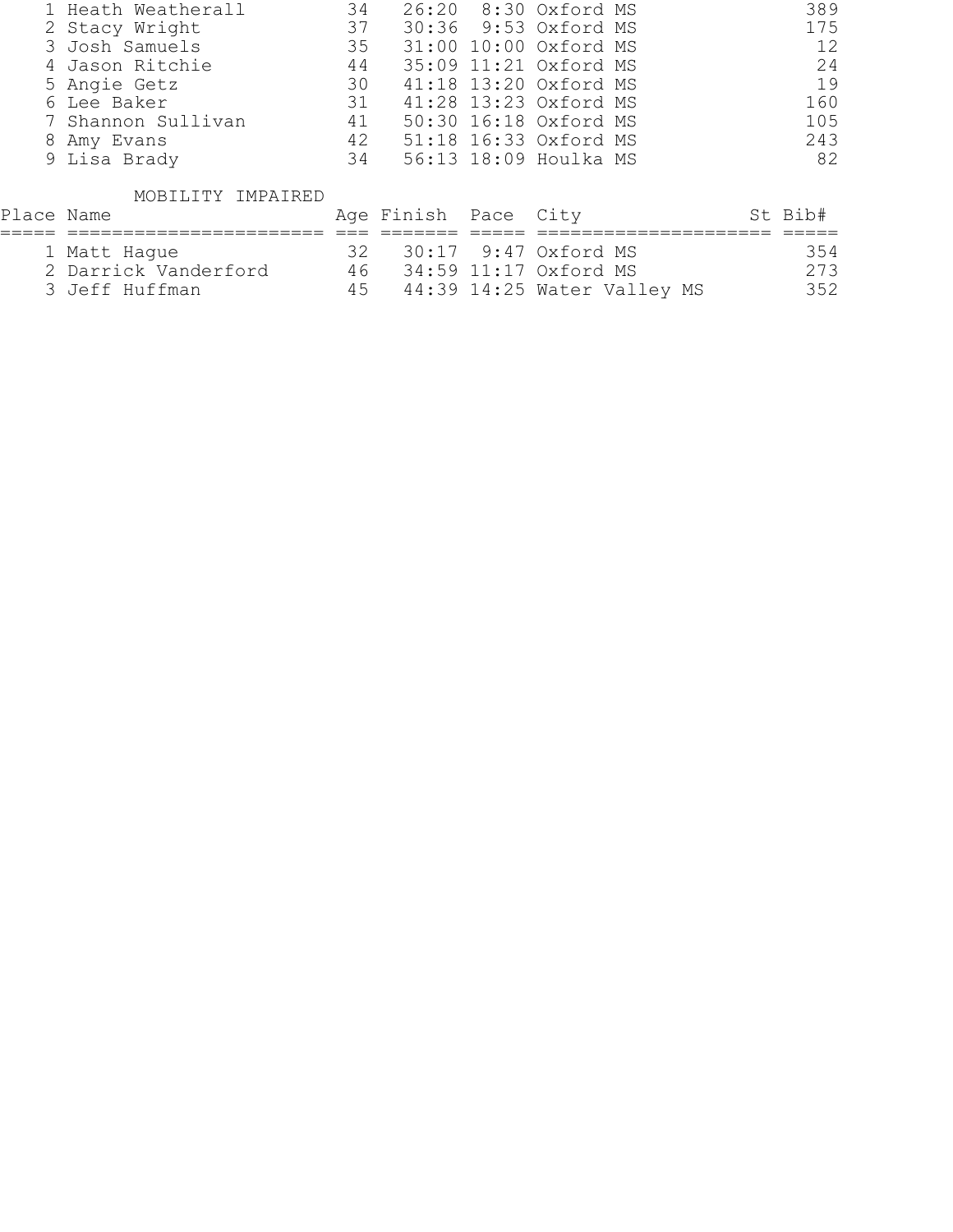| Place | Name | Age | Finish | Pace | City | St | Bib# |
|---|---|---|---|---|---|---|---|
| 1 | Heath Weatherall | 34 | 26:20 | 8:30 | Oxford MS | | 389 |
| 2 | Stacy Wright | 37 | 30:36 | 9:53 | Oxford MS | | 175 |
| 3 | Josh Samuels | 35 | 31:00 | 10:00 | Oxford MS | | 12 |
| 4 | Jason Ritchie | 44 | 35:09 | 11:21 | Oxford MS | | 24 |
| 5 | Angie Getz | 30 | 41:18 | 13:20 | Oxford MS | | 19 |
| 6 | Lee Baker | 31 | 41:28 | 13:23 | Oxford MS | | 160 |
| 7 | Shannon Sullivan | 41 | 50:30 | 16:18 | Oxford MS | | 105 |
| 8 | Amy Evans | 42 | 51:18 | 16:33 | Oxford MS | | 243 |
| 9 | Lisa Brady | 34 | 56:13 | 18:09 | Houlka MS | | 82 |

MOBILITY IMPAIRED

| Place | Name | Age | Finish | Pace | City | St | Bib# |
|---|---|---|---|---|---|---|---|
| 1 | Matt Hague | 32 | 30:17 | 9:47 | Oxford MS | | 354 |
| 2 | Darrick Vanderford | 46 | 34:59 | 11:17 | Oxford MS | | 273 |
| 3 | Jeff Huffman | 45 | 44:39 | 14:25 | Water Valley MS | | 352 |